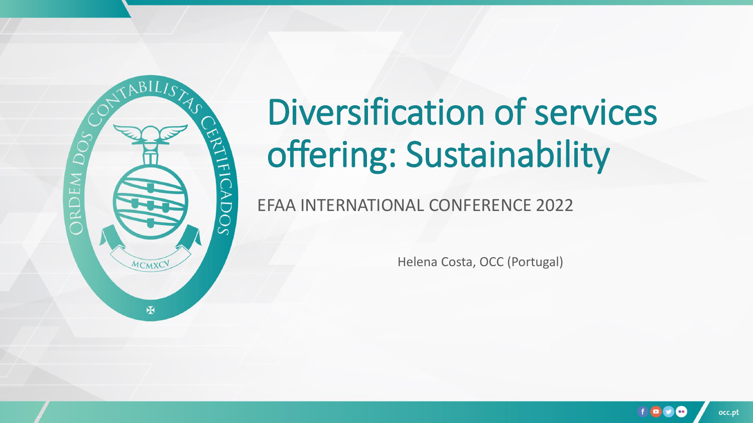# Diversification of services offering: Sustainability

EFAA INTERNATIONAL CONFERENCE 2022

Helena Costa, OCC (Portugal)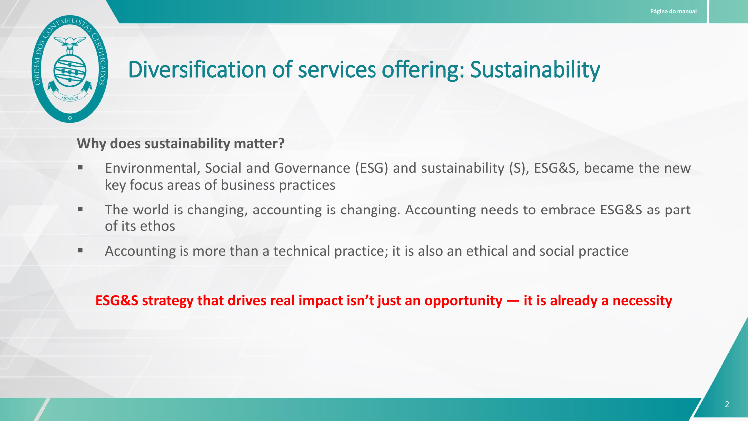# Diversification of services offering: Sustainability

**Why does sustainability matter?**

- Environmental, Social and Governance (ESG) and sustainability (S), ESG&S, became the new key focus areas of business practices
- The world is changing, accounting is changing. Accounting needs to embrace ESG&S as part of its ethos
- Accounting is more than a technical practice; it is also an ethical and social practice

**ESG&S strategy that drives real impact isn't just an opportunity — it is already a necessity**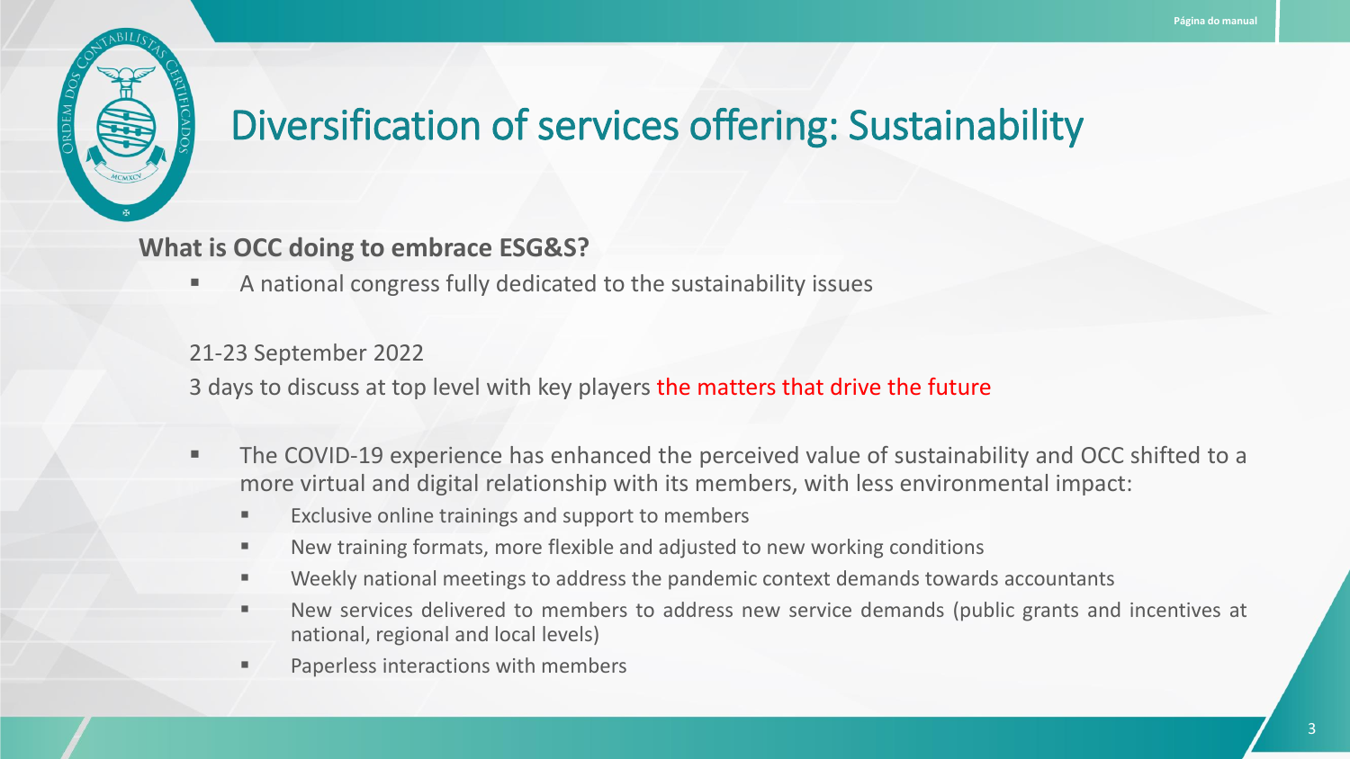# Diversification of services offering: Sustainability

**What is OCC doing to embrace ESG&S?**

- A national congress fully dedicated to the sustainability issues

21-23 September 2022

3 days to discuss at top level with key players the matters that drive the future

- The COVID-19 experience has enhanced the perceived value of sustainability and OCC shifted to a more virtual and digital relationship with its members, with less environmental impact:
  - Exclusive online trainings and support to members
  - New training formats, more flexible and adjusted to new working conditions
  - Weekly national meetings to address the pandemic context demands towards accountants
  - New services delivered to members to address new service demands (public grants and incentives at national, regional and local levels)
  - Paperless interactions with members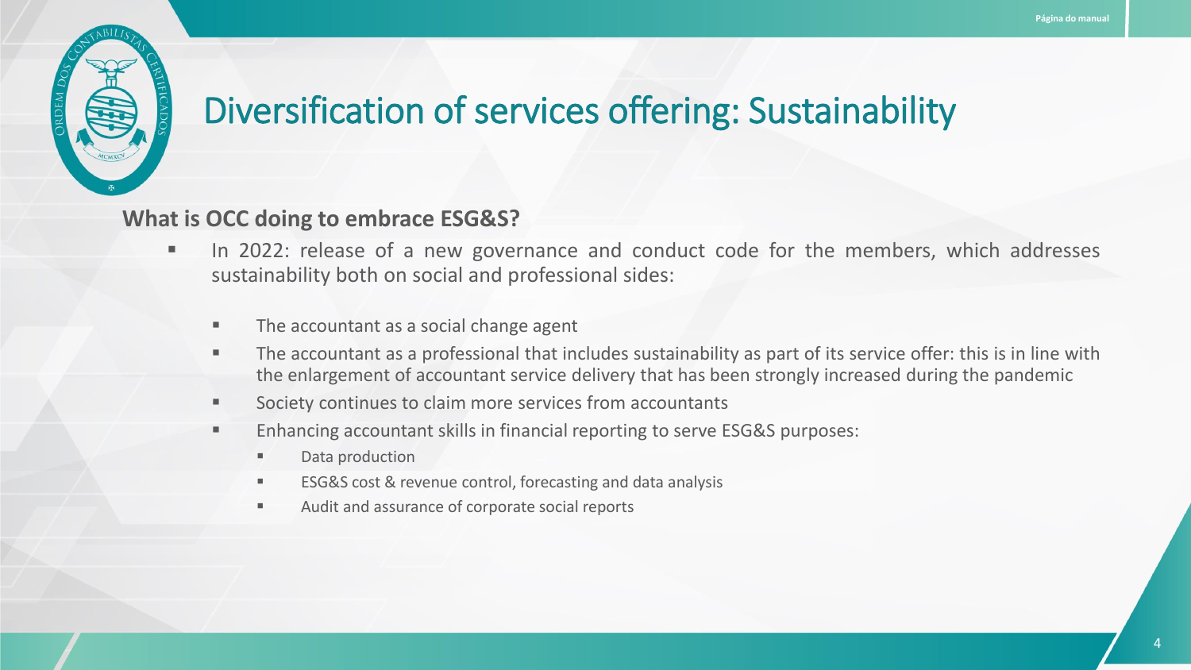# Diversification of services offering: Sustainability

**What is OCC doing to embrace ESG&S?**

- In 2022: release of a new governance and conduct code for the members, which addresses sustainability both on social and professional sides:
  - The accountant as a social change agent
  - The accountant as a professional that includes sustainability as part of its service offer: this is in line with the enlargement of accountant service delivery that has been strongly increased during the pandemic
  - Society continues to claim more services from accountants
  - Enhancing accountant skills in financial reporting to serve ESG&S purposes:
    - Data production
    - ESG&S cost & revenue control, forecasting and data analysis
    - Audit and assurance of corporate social reports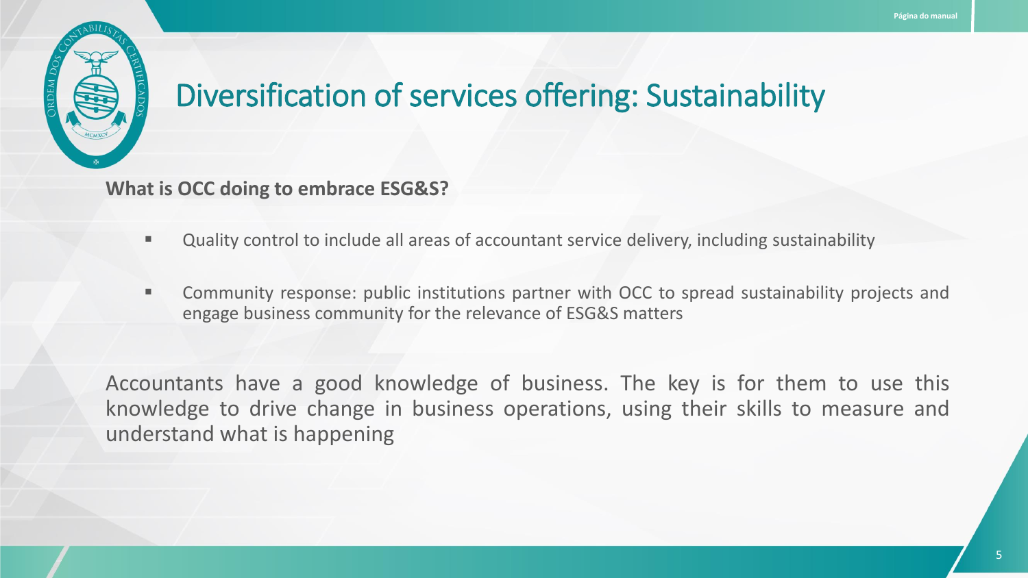# Diversification of services offering: Sustainability

**What is OCC doing to embrace ESG&S?**

- Quality control to include all areas of accountant service delivery, including sustainability
- Community response: public institutions partner with OCC to spread sustainability projects and engage business community for the relevance of ESG&S matters

Accountants have a good knowledge of business. The key is for them to use this knowledge to drive change in business operations, using their skills to measure and understand what is happening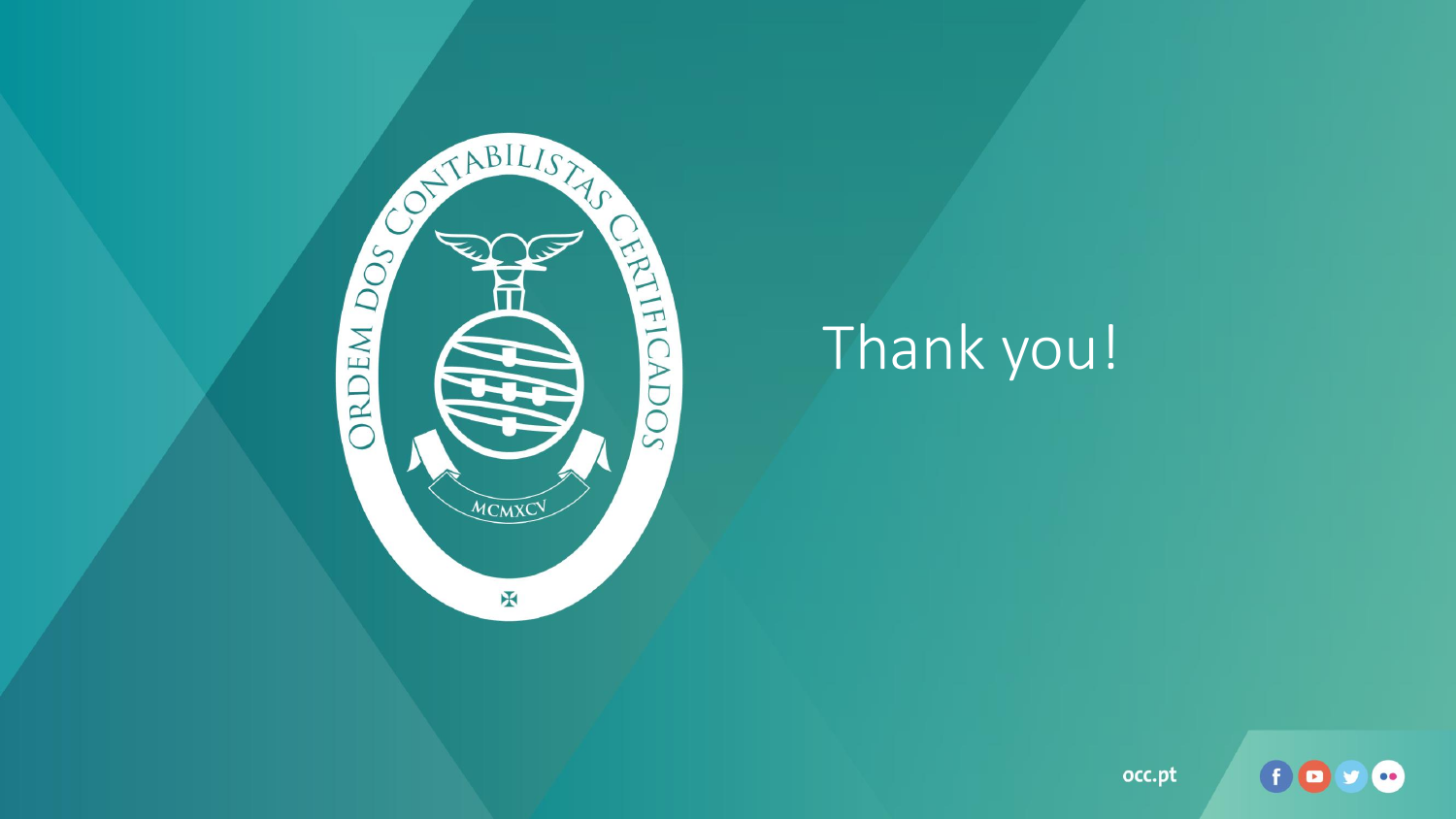ORDEM DOS CONTABILISTAS CERTIFICADOS

MCMXCV

# Thank you!

occ.pt